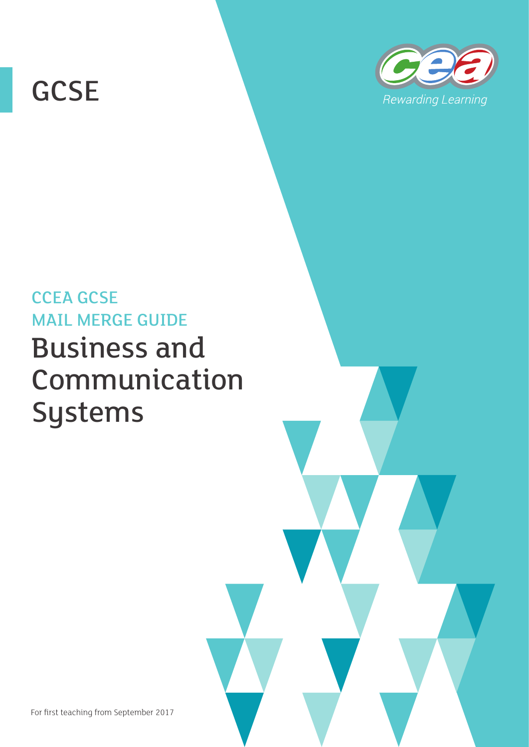GCSE

CCEA

Rewarding Learning

CCEA GCSE

MAIL MERGE GUIDE

# Business and Communication Systems

For first teaching from September 2017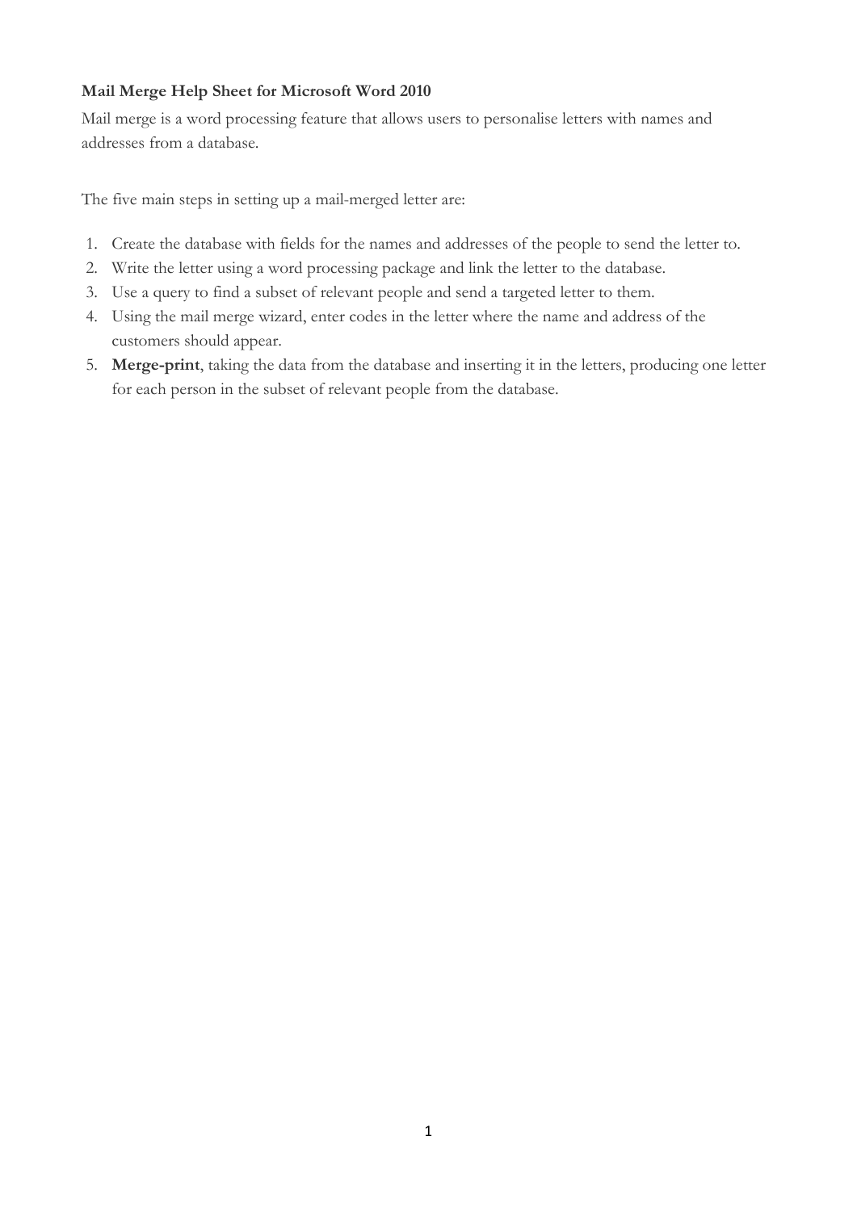**Mail Merge Help Sheet for Microsoft Word 2010**

Mail merge is a word processing feature that allows users to personalise letters with names and addresses from a database.

The five main steps in setting up a mail-merged letter are:

1. Create the database with fields for the names and addresses of the people to send the letter to.
2. Write the letter using a word processing package and link the letter to the database.
3. Use a query to find a subset of relevant people and send a targeted letter to them.
4. Using the mail merge wizard, enter codes in the letter where the name and address of the customers should appear.
5. **Merge-print**, taking the data from the database and inserting it in the letters, producing one letter for each person in the subset of relevant people from the database.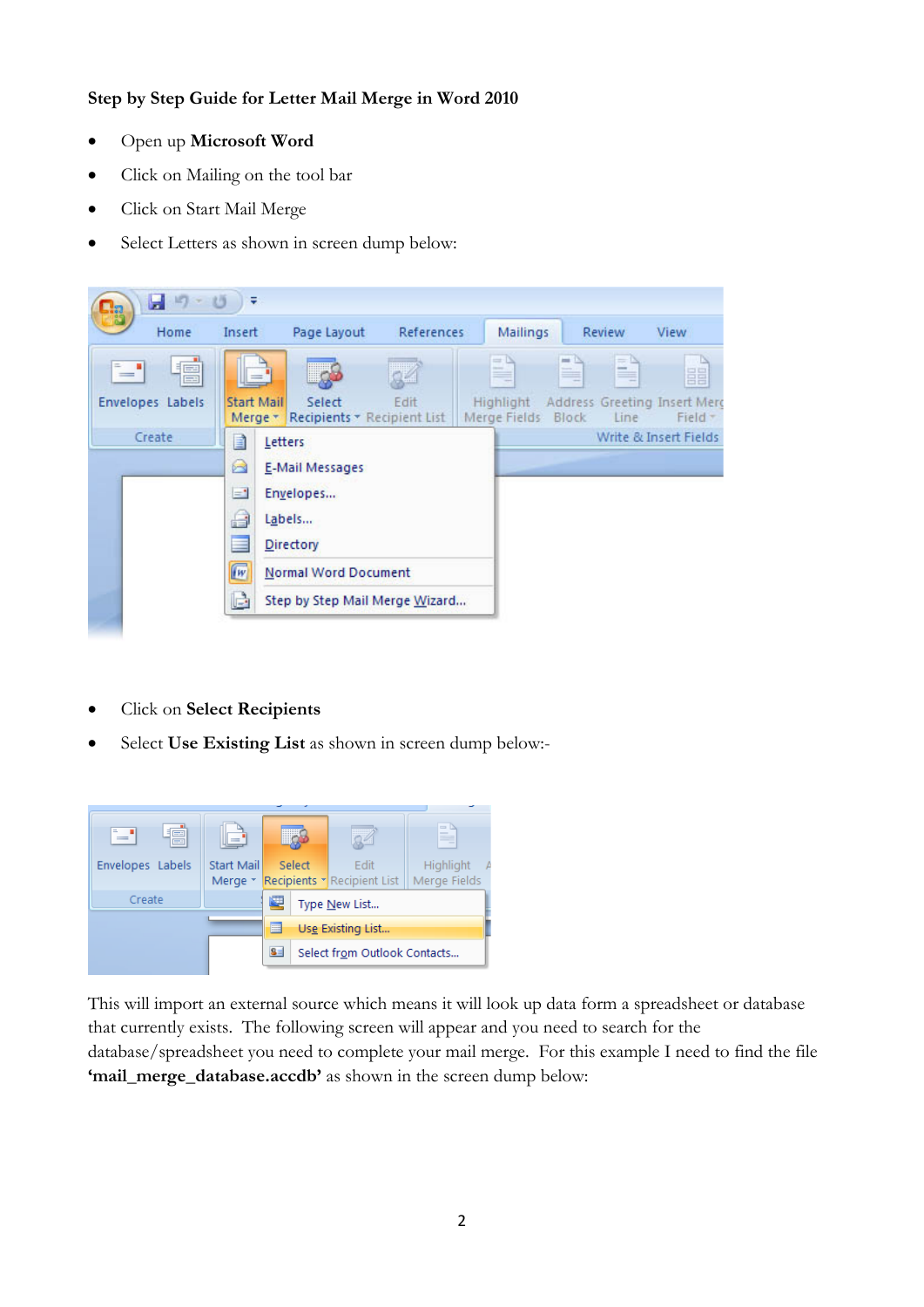**Step by Step Guide for Letter Mail Merge in Word 2010**

- Open up **Microsoft Word**
- Click on Mailing on the tool bar
- Click on Start Mail Merge
- Select Letters as shown in screen dump below:

- Click on **Select Recipients**
- Select **Use Existing List** as shown in screen dump below:-

This will import an external source which means it will look up data form a spreadsheet or database that currently exists. The following screen will appear and you need to search for the database/spreadsheet you need to complete your mail merge. For this example I need to find the file **'mail_merge_database.accdb'** as shown in the screen dump below: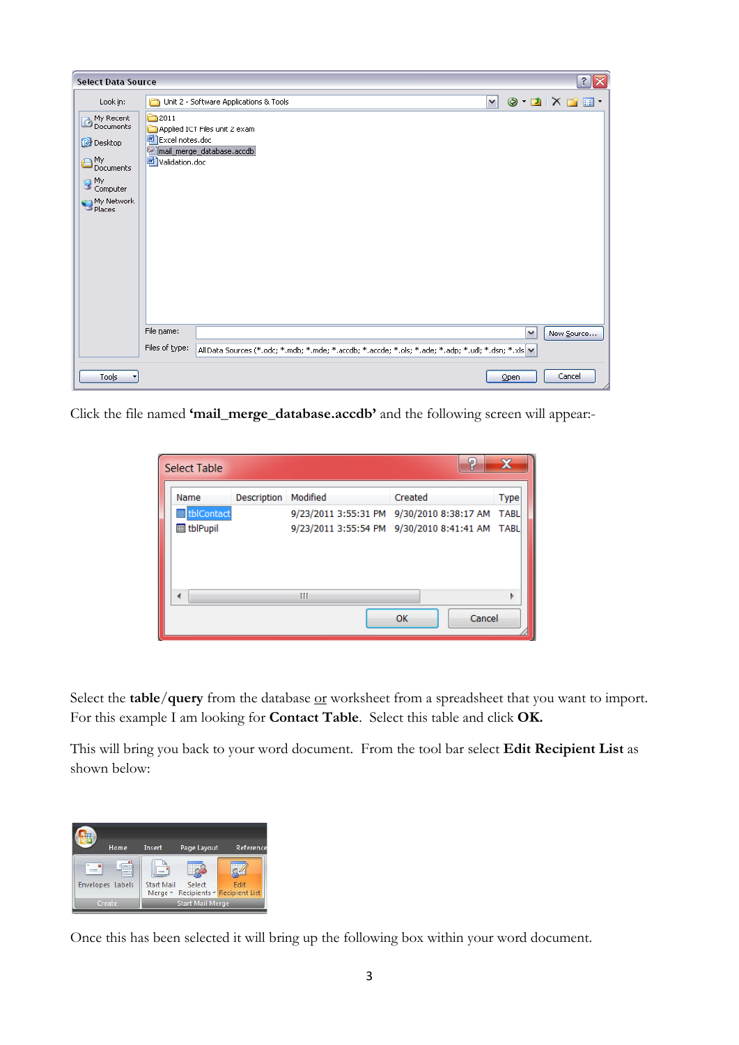Click the file named **'mail_merge_database.accdb'** and the following screen will appear:-

Select the **table/query** from the database or worksheet from a spreadsheet that you want to import. For this example I am looking for **Contact Table**. Select this table and click **OK.**

This will bring you back to your word document. From the tool bar select **Edit Recipient List** as shown below:

Once this has been selected it will bring up the following box within your word document.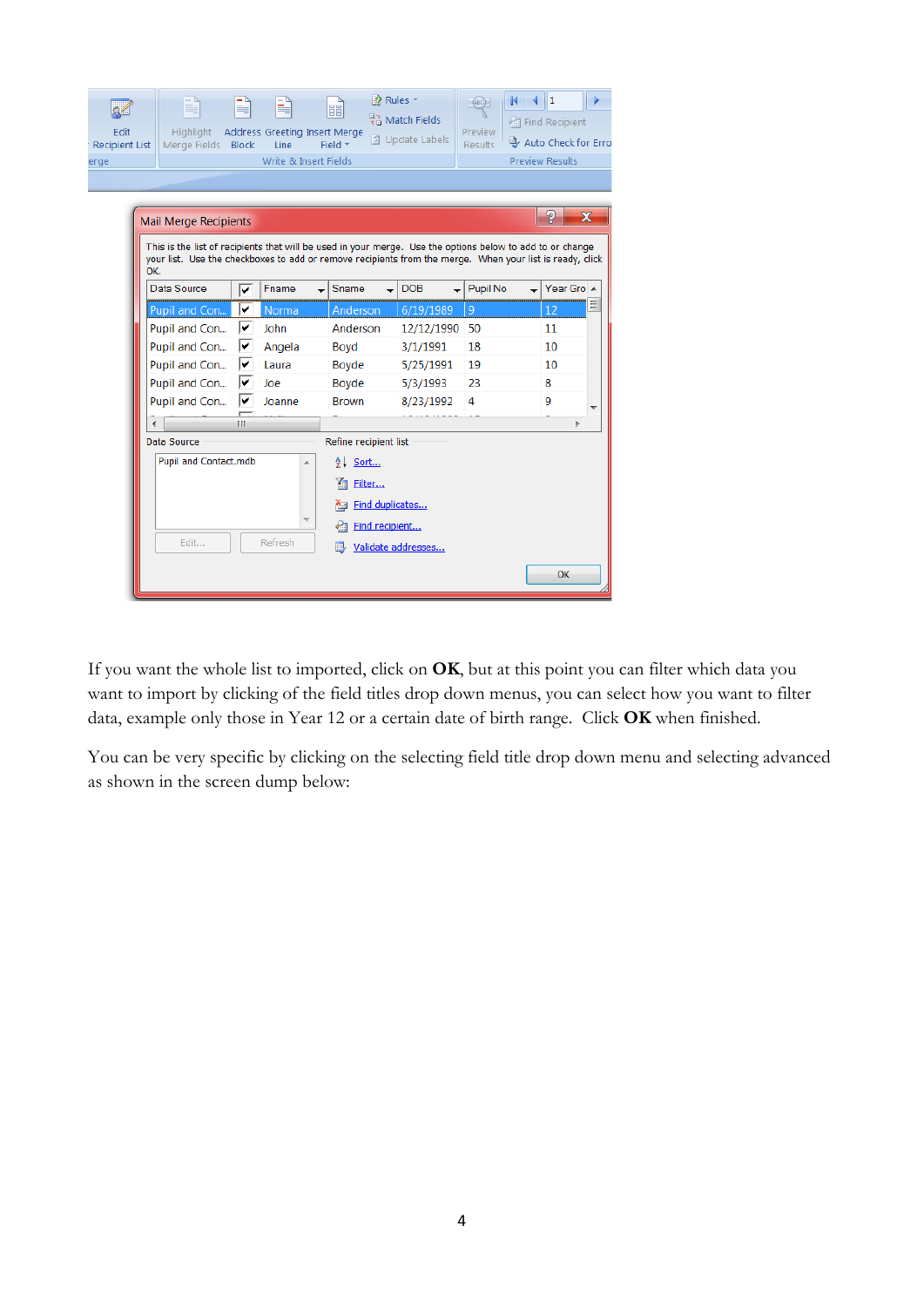If you want the whole list to imported, click on **OK**, but at this point you can filter which data you want to import by clicking of the field titles drop down menus, you can select how you want to filter data, example only those in Year 12 or a certain date of birth range. Click **OK** when finished.

You can be very specific by clicking on the selecting field title drop down menu and selecting advanced as shown in the screen dump below: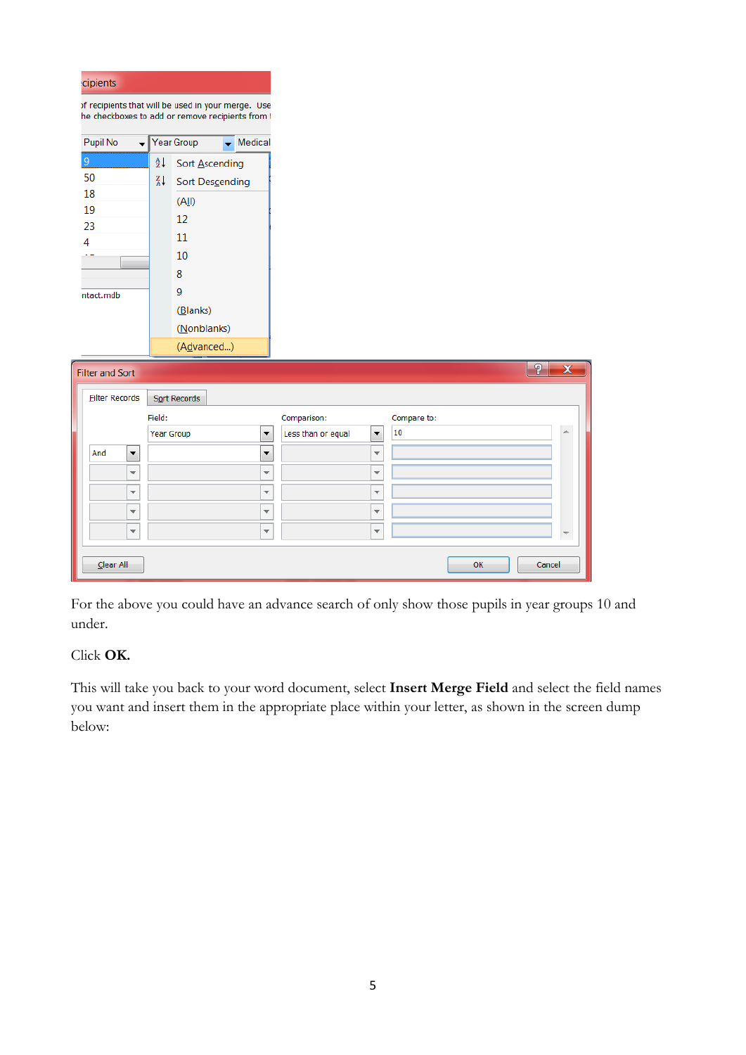For the above you could have an advance search of only show those pupils in year groups 10 and under.

Click **OK.**

This will take you back to your word document, select **Insert Merge Field** and select the field names you want and insert them in the appropriate place within your letter, as shown in the screen dump below: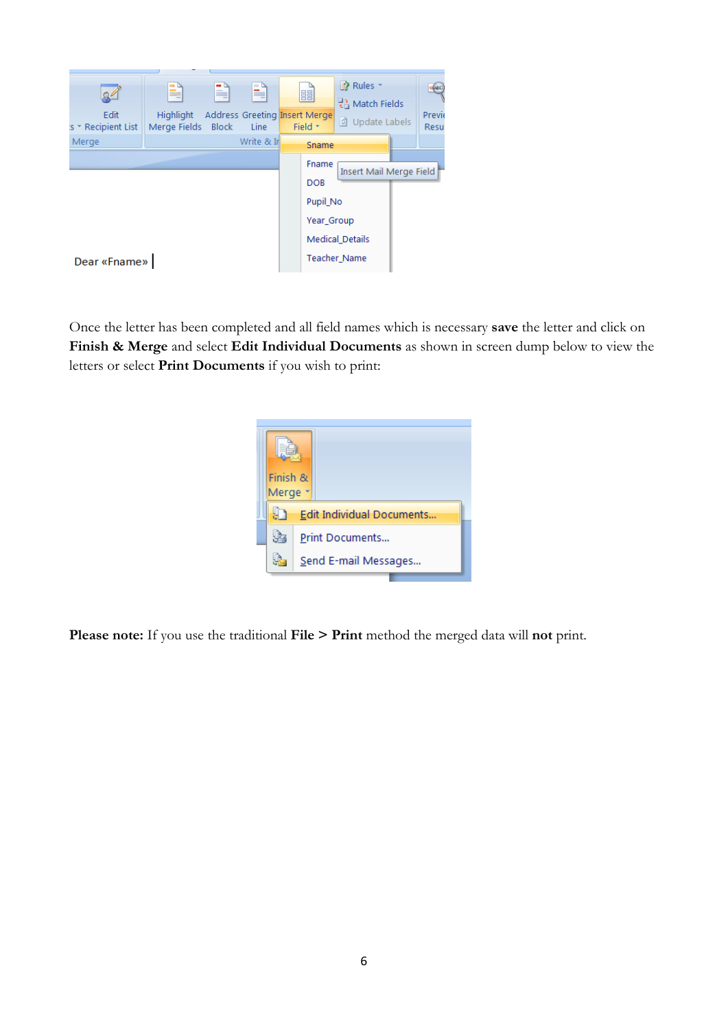Once the letter has been completed and all field names which is necessary **save** the letter and click on **Finish & Merge** and select **Edit Individual Documents** as shown in screen dump below to view the letters or select **Print Documents** if you wish to print:

**Please note:** If you use the traditional **File > Print** method the merged data will **not** print.